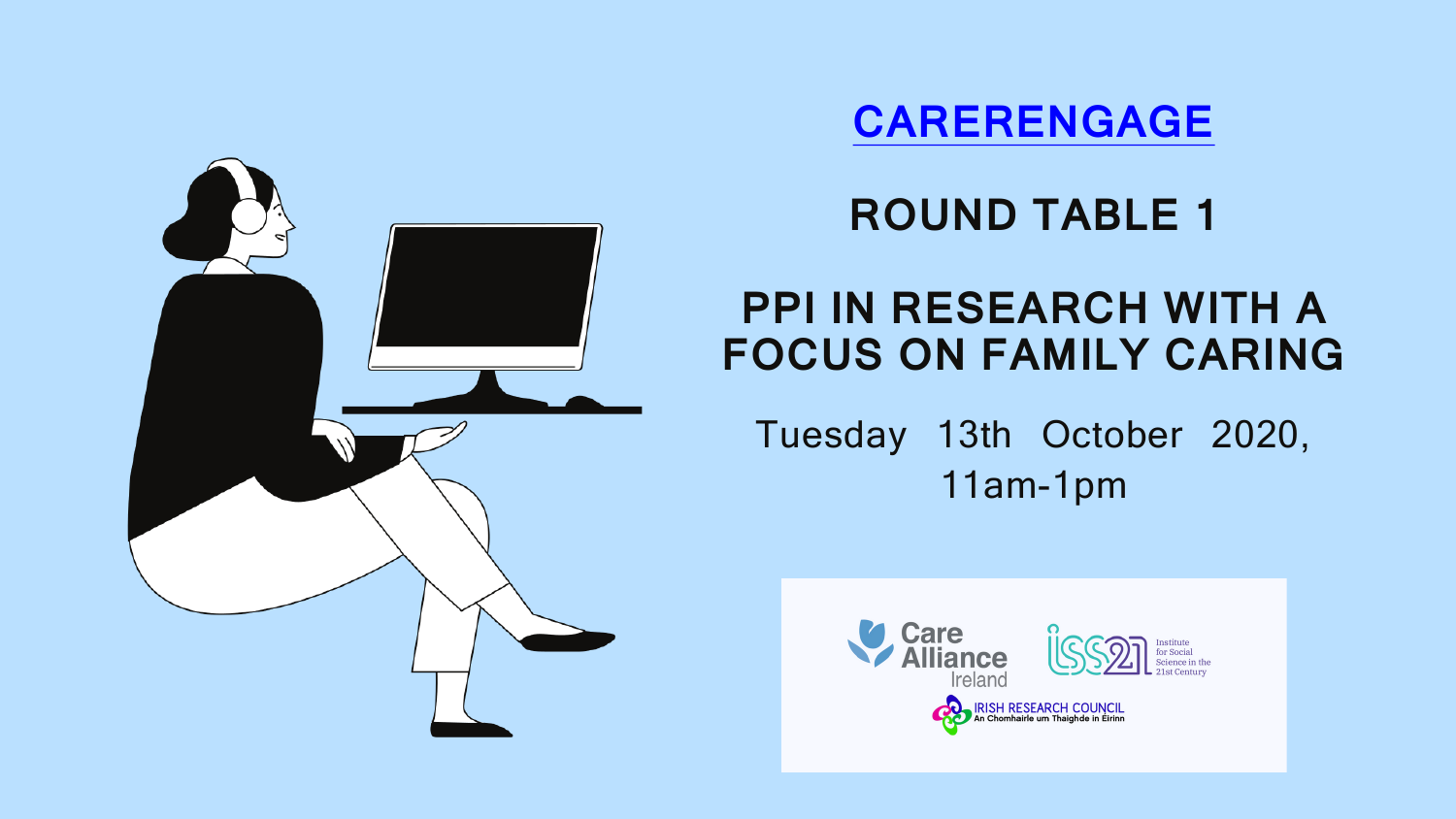# CARERENGAGE

## ROUND TABLE 1

## PPI IN RESEARCH WITH A FOCUS ON FAMILY CARING

Tuesday 13th October 2020, 11am-1pm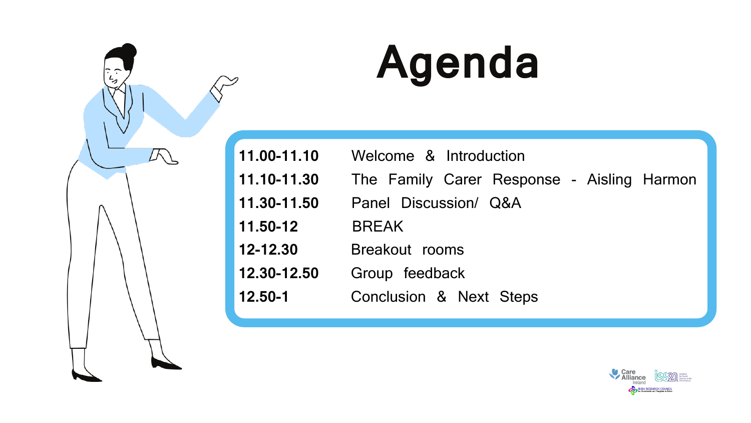# Agenda

| | |
|---|---|
| **11.00-11.10** | Welcome & Introduction |
| **11.10-11.30** | The Family Carer Response - Aisling Harmon |
| **11.30-11.50** | Panel Discussion/ Q&A |
| **11.50-12** | BREAK |
| **12-12.30** | Breakout rooms |
| **12.30-12.50** | Group feedback |
| **12.50-1** | Conclusion & Next Steps |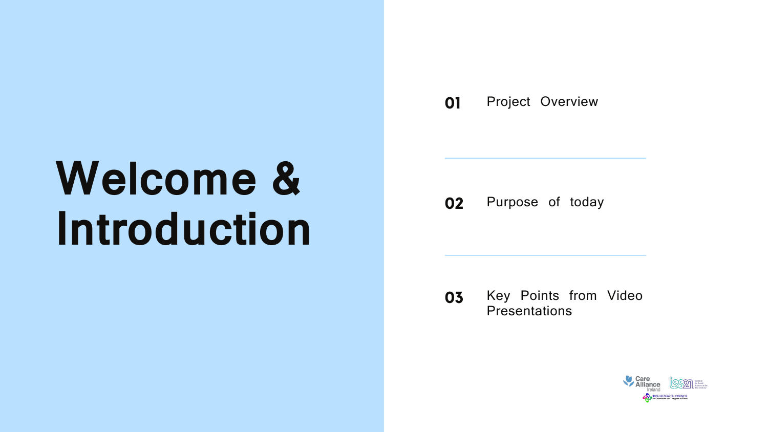# Welcome & Introduction

**01** Project Overview

**02** Purpose of today

**03** Key Points from Video Presentations

Care Alliance Ireland

ISS21

Irish Research Council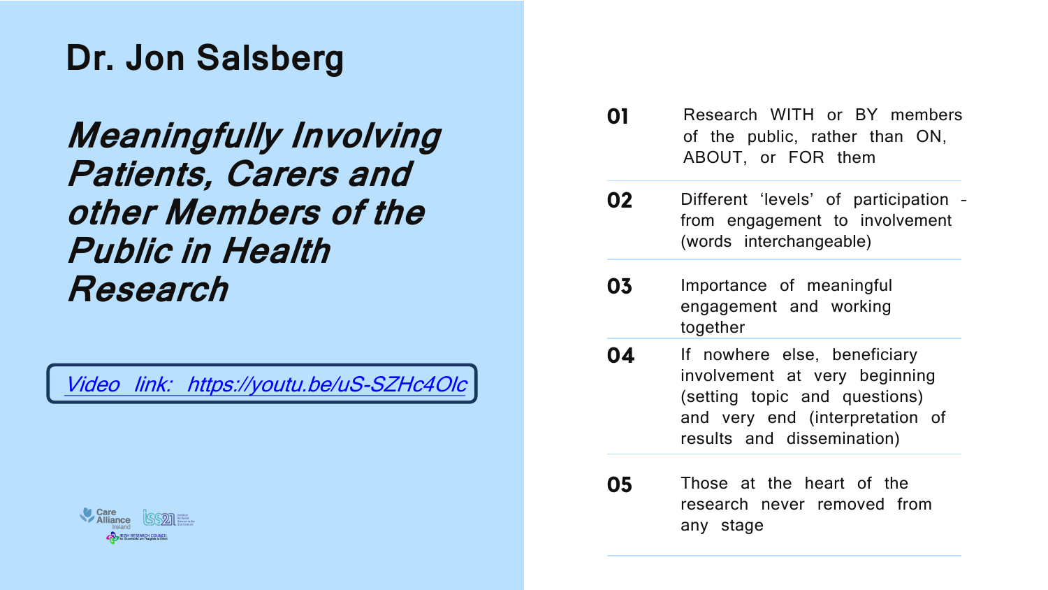# Dr. Jon Salsberg

## *Meaningfully Involving Patients, Carers and other Members of the Public in Health Research*

[*Video link: https://youtu.be/uS-SZHc4Olc*](https://youtu.be/uS-SZHc4Olc)

**01** Research WITH or BY members of the public, rather than ON, ABOUT, or FOR them

**02** Different 'levels' of participation - from engagement to involvement (words interchangeable)

**03** Importance of meaningful engagement and working together

**04** If nowhere else, beneficiary involvement at very beginning (setting topic and questions) and very end (interpretation of results and dissemination)

**05** Those at the heart of the research never removed from any stage

Care Alliance Ireland ISS21 Irish Research Council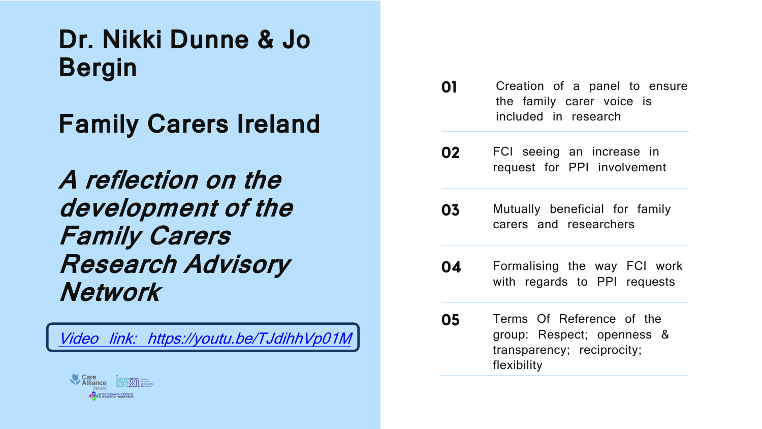# Dr. Nikki Dunne & Jo Bergin

## Family Carers Ireland

## *A reflection on the development of the Family Carers Research Advisory Network*

*Video link: https://youtu.be/TJdihhVp01M*

**01** Creation of a panel to ensure the family carer voice is included in research

**02** FCI seeing an increase in request for PPI involvement

**03** Mutually beneficial for family carers and researchers

**04** Formalising the way FCI work with regards to PPI requests

**05** Terms Of Reference of the group: Respect; openness & transparency; reciprocity; flexibility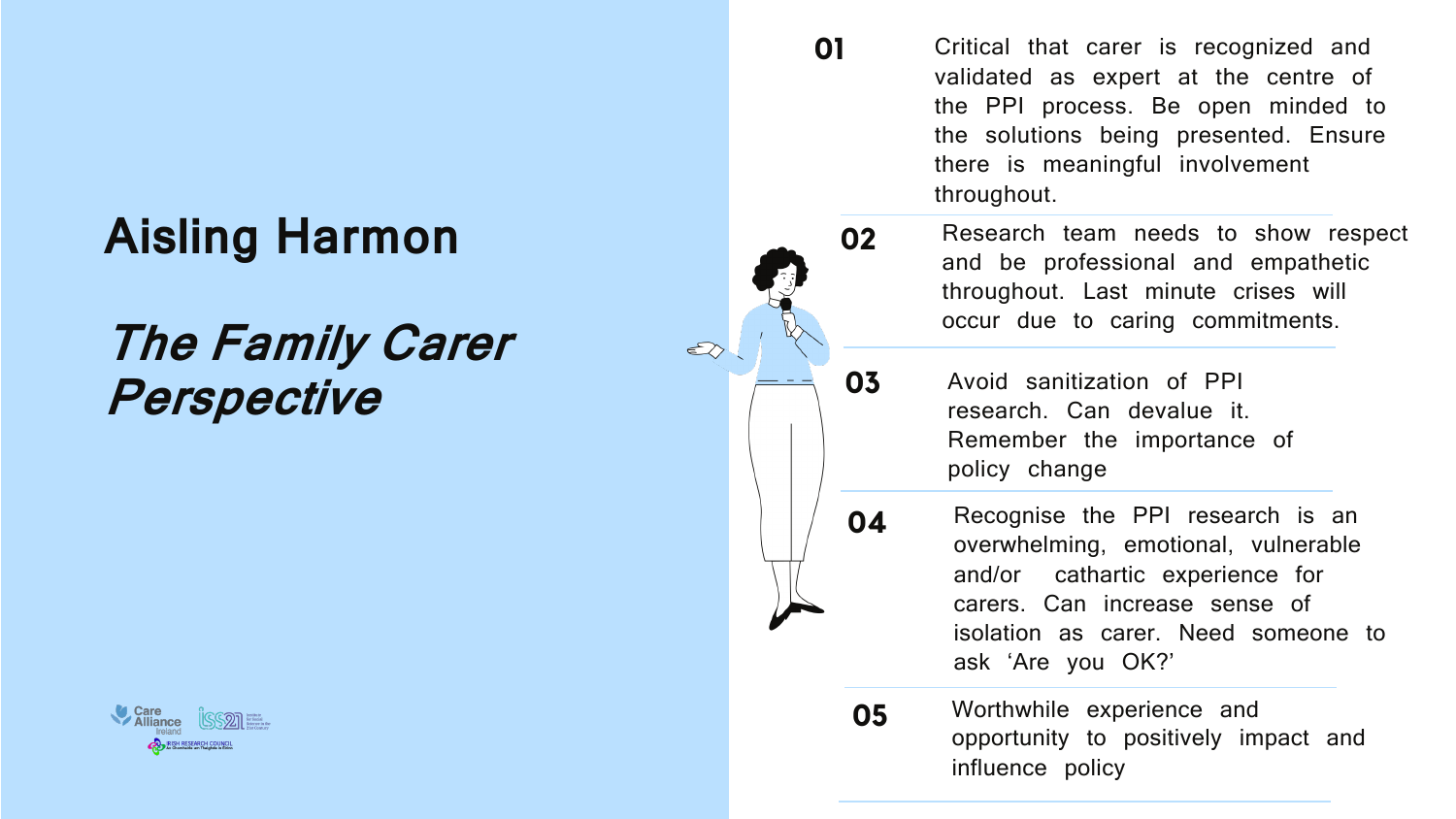# Aisling Harmon

## *The Family Carer Perspective*

**01** Critical that carer is recognized and validated as expert at the centre of the PPI process. Be open minded to the solutions being presented. Ensure there is meaningful involvement throughout.

**02** Research team needs to show respect and be professional and empathetic throughout. Last minute crises will occur due to caring commitments.

**03** Avoid sanitization of PPI research. Can devalue it. Remember the importance of policy change

**04** Recognise the PPI research is an overwhelming, emotional, vulnerable and/or cathartic experience for carers. Can increase sense of isolation as carer. Need someone to ask ‘Are you OK?’

**05** Worthwhile experience and opportunity to positively impact and influence policy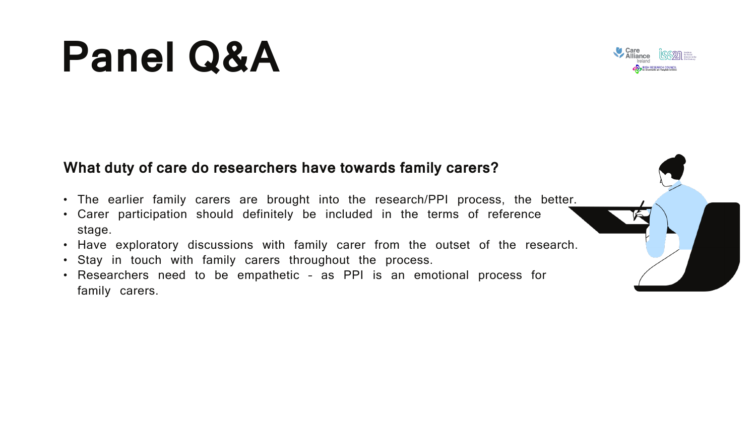# Panel Q&A

**What duty of care do researchers have towards family carers?**

- The earlier family carers are brought into the research/PPI process, the better.
- Carer participation should definitely be included in the terms of reference stage.
- Have exploratory discussions with family carer from the outset of the research.
- Stay in touch with family carers throughout the process.
- Researchers need to be empathetic – as PPI is an emotional process for family carers.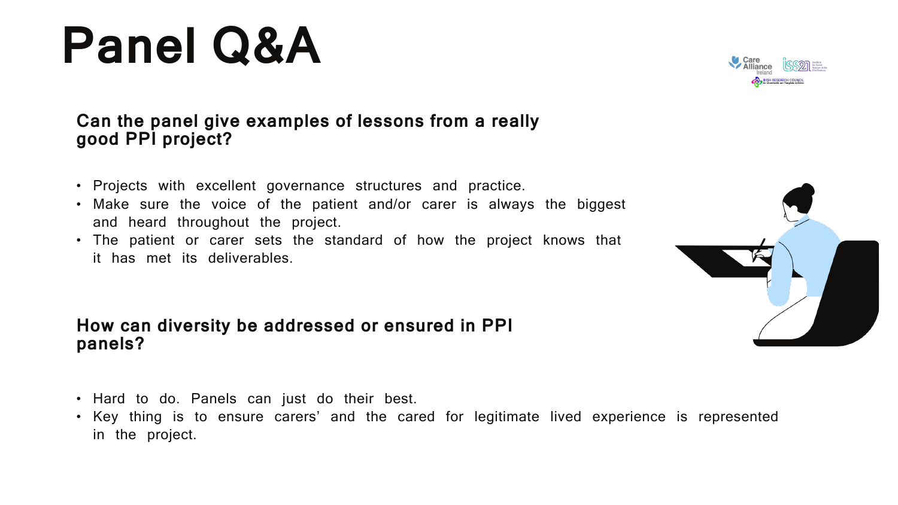# Panel Q&A

**Can the panel give examples of lessons from a really good PPI project?**

- Projects with excellent governance structures and practice.
- Make sure the voice of the patient and/or carer is always the biggest and heard throughout the project.
- The patient or carer sets the standard of how the project knows that it has met its deliverables.

**How can diversity be addressed or ensured in PPI panels?**

- Hard to do. Panels can just do their best.
- Key thing is to ensure carers' and the cared for legitimate lived experience is represented in the project.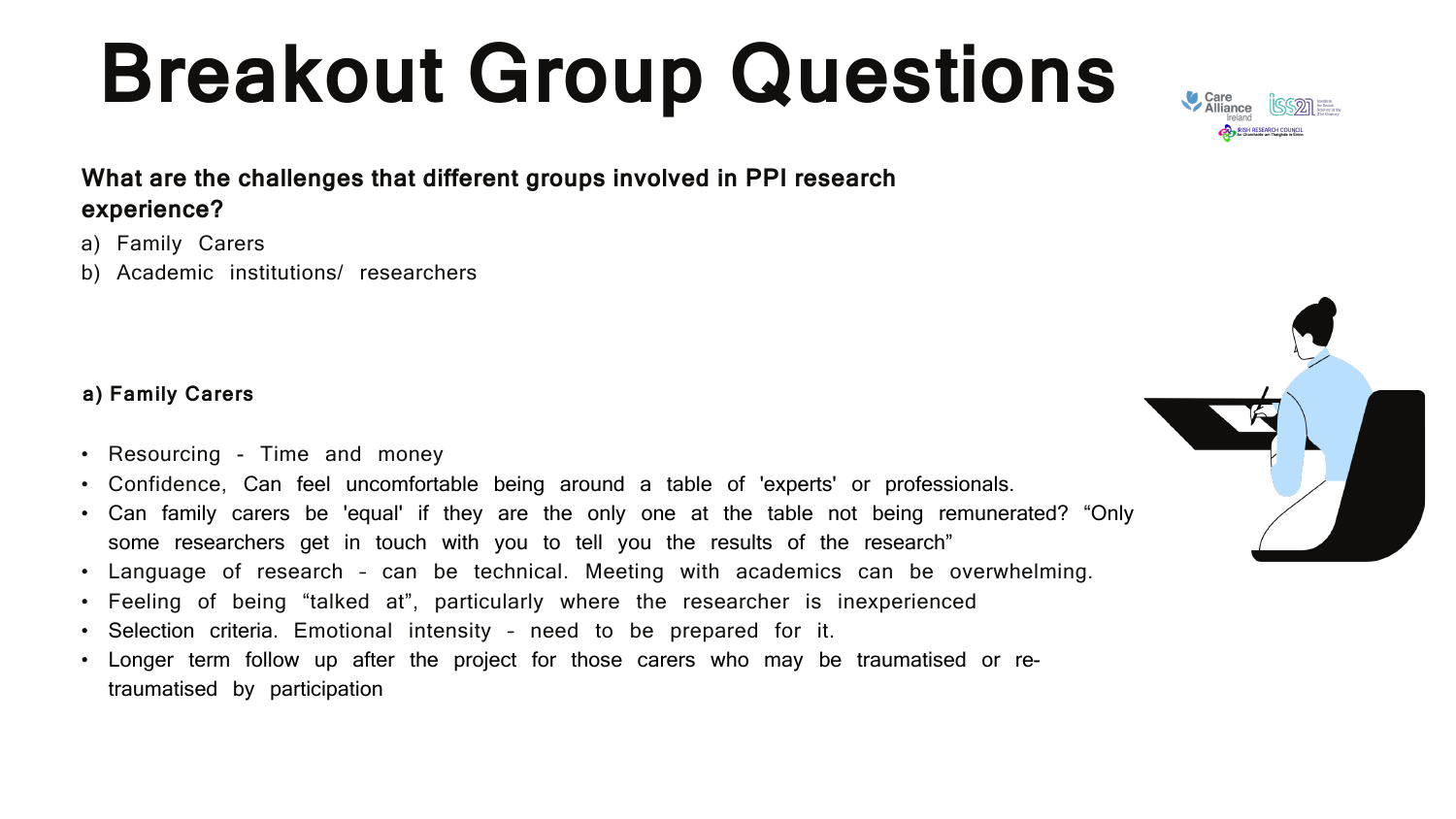# Breakout Group Questions

**What are the challenges that different groups involved in PPI research experience?**

a) Family Carers
b) Academic institutions/ researchers

**a) Family Carers**

- Resourcing - Time and money
- Confidence, Can feel uncomfortable being around a table of 'experts' or professionals.
- Can family carers be 'equal' if they are the only one at the table not being remunerated? “Only some researchers get in touch with you to tell you the results of the research”
- Language of research – can be technical. Meeting with academics can be overwhelming.
- Feeling of being “talked at”, particularly where the researcher is inexperienced
- Selection criteria. Emotional intensity – need to be prepared for it.
- Longer term follow up after the project for those carers who may be traumatised or re-traumatised by participation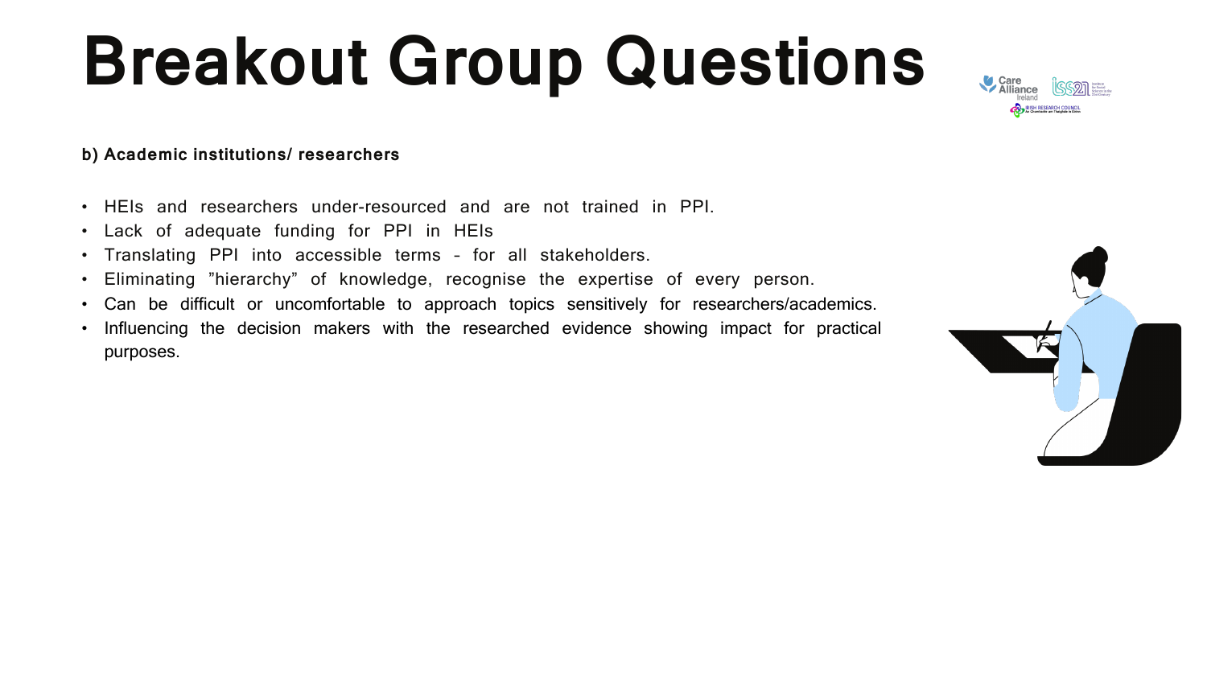# Breakout Group Questions

**b) Academic institutions/ researchers**

- HEIs and researchers under-resourced and are not trained in PPI.
- Lack of adequate funding for PPI in HEIs
- Translating PPI into accessible terms – for all stakeholders.
- Eliminating "hierarchy" of knowledge, recognise the expertise of every person.
- Can be difficult or uncomfortable to approach topics sensitively for researchers/academics.
- Influencing the decision makers with the researched evidence showing impact for practical purposes.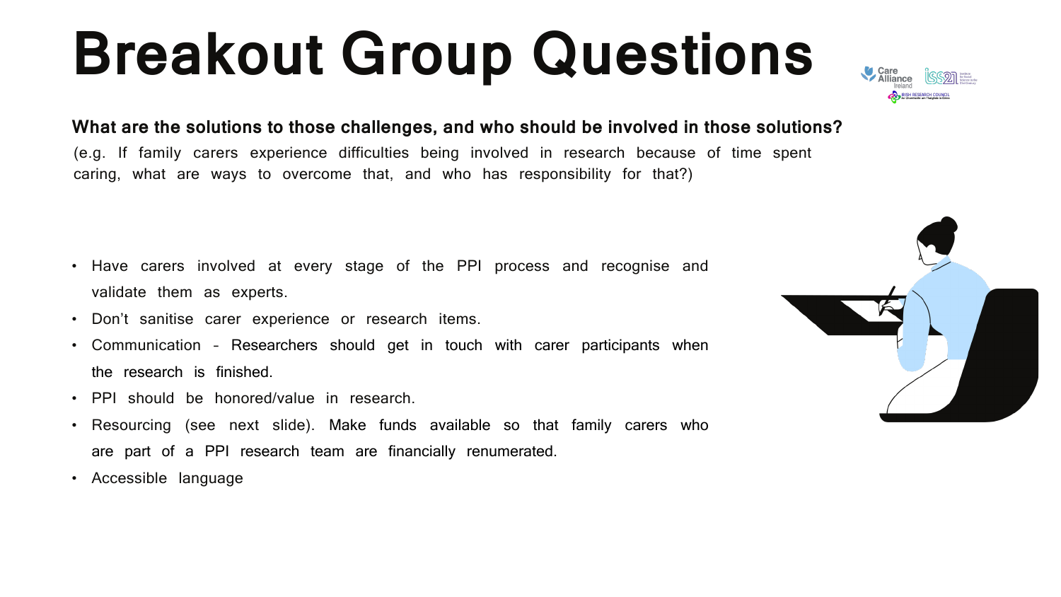# Breakout Group Questions

**What are the solutions to those challenges, and who should be involved in those solutions?**

(e.g. If family carers experience difficulties being involved in research because of time spent caring, what are ways to overcome that, and who has responsibility for that?)

- Have carers involved at every stage of the PPI process and recognise and validate them as experts.
- Don't sanitise carer experience or research items.
- Communication – Researchers should get in touch with carer participants when the research is finished.
- PPI should be honored/value in research.
- Resourcing (see next slide). Make funds available so that family carers who are part of a PPI research team are financially renumerated.
- Accessible language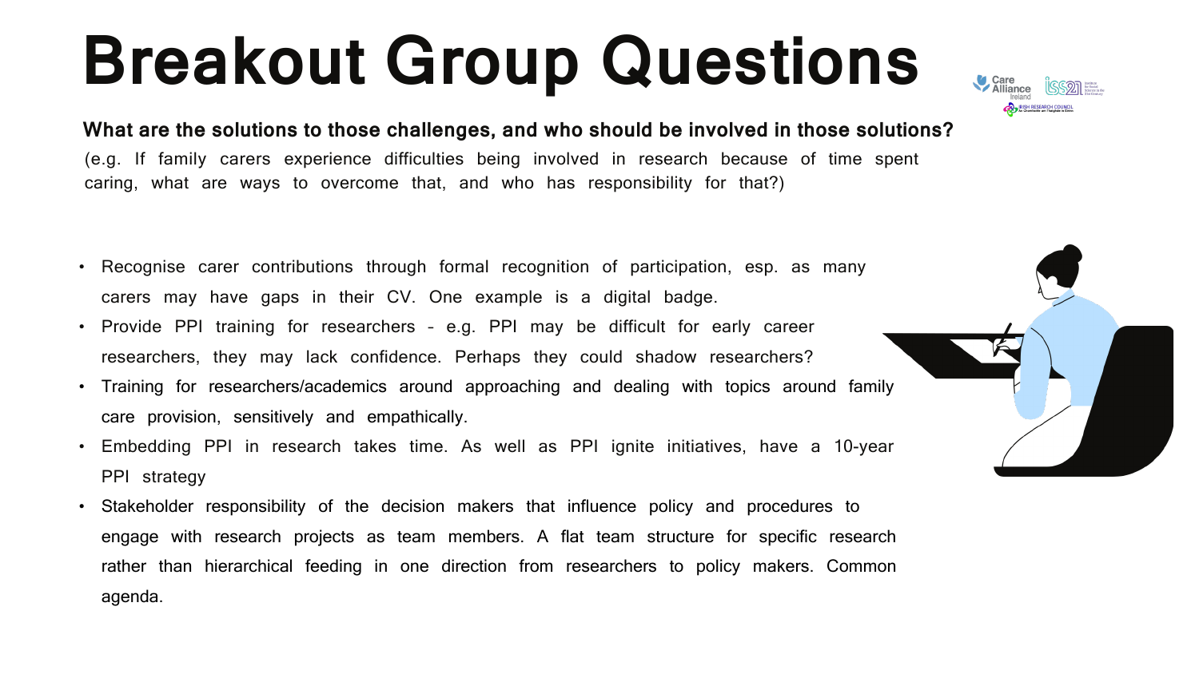# Breakout Group Questions

**What are the solutions to those challenges, and who should be involved in those solutions?**

(e.g. If family carers experience difficulties being involved in research because of time spent caring, what are ways to overcome that, and who has responsibility for that?)

- Recognise carer contributions through formal recognition of participation, esp. as many carers may have gaps in their CV. One example is a digital badge.
- Provide PPI training for researchers – e.g. PPI may be difficult for early career researchers, they may lack confidence. Perhaps they could shadow researchers?
- Training for researchers/academics around approaching and dealing with topics around family care provision, sensitively and empathically.
- Embedding PPI in research takes time. As well as PPI ignite initiatives, have a 10-year PPI strategy
- Stakeholder responsibility of the decision makers that influence policy and procedures to engage with research projects as team members. A flat team structure for specific research rather than hierarchical feeding in one direction from researchers to policy makers. Common agenda.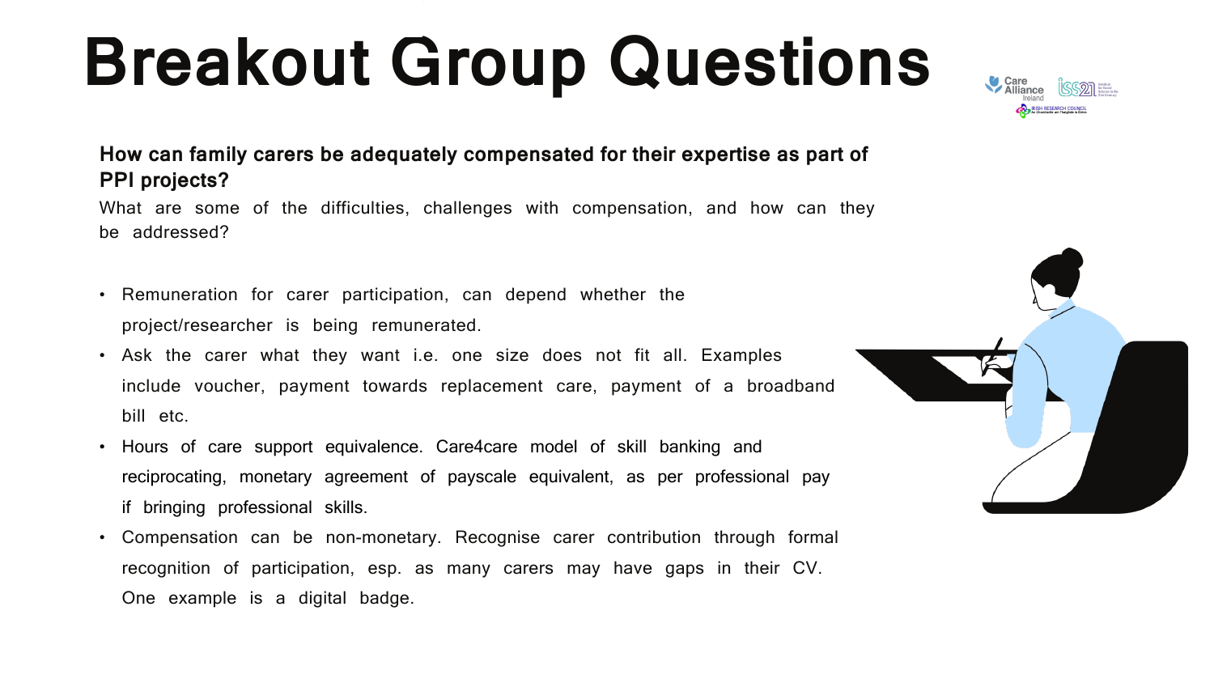# Breakout Group Questions

**How can family carers be adequately compensated for their expertise as part of PPI projects?**

What are some of the difficulties, challenges with compensation, and how can they be addressed?

- Remuneration for carer participation, can depend whether the project/researcher is being remunerated.
- Ask the carer what they want i.e. one size does not fit all. Examples include voucher, payment towards replacement care, payment of a broadband bill etc.
- Hours of care support equivalence. Care4care model of skill banking and reciprocating, monetary agreement of payscale equivalent, as per professional pay if bringing professional skills.
- Compensation can be non-monetary. Recognise carer contribution through formal recognition of participation, esp. as many carers may have gaps in their CV. One example is a digital badge.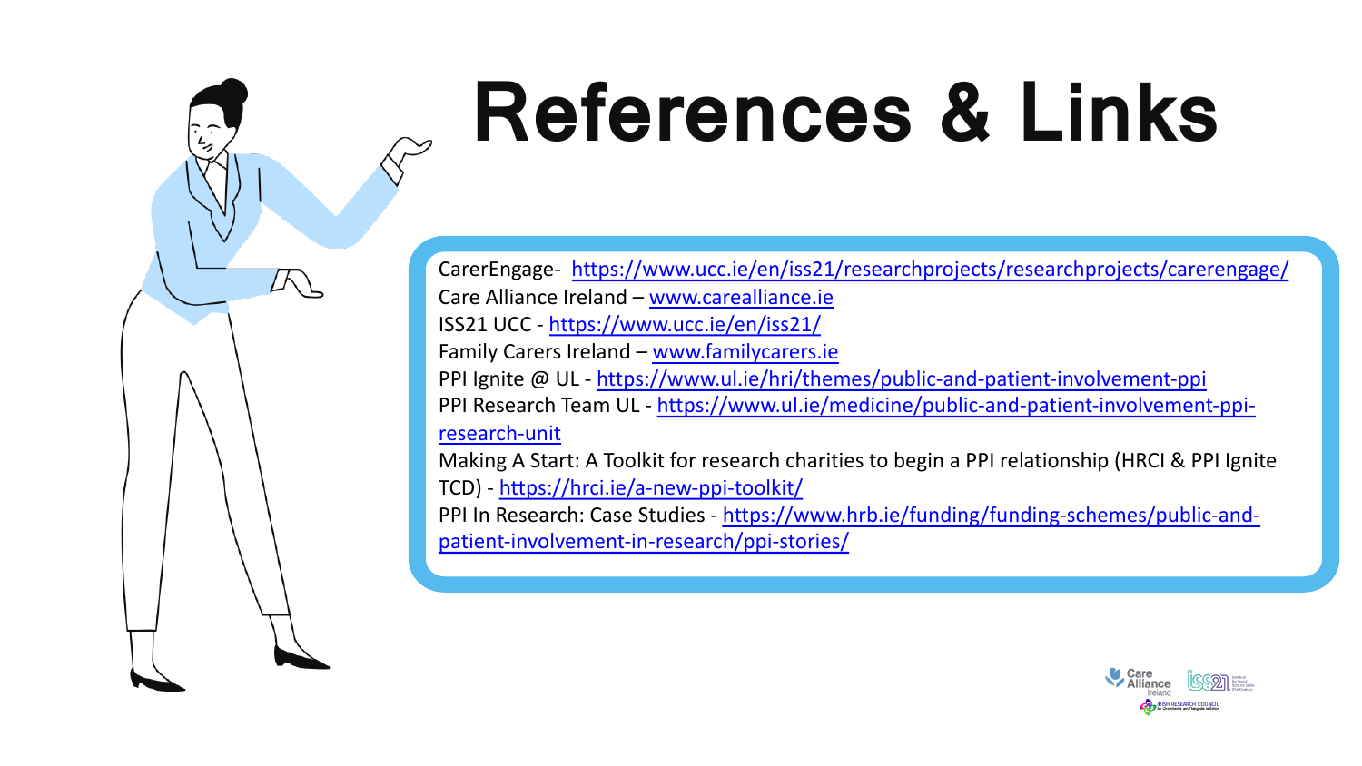# References & Links

CarerEngage- https://www.ucc.ie/en/iss21/researchprojects/researchprojects/carerengage/
Care Alliance Ireland – www.carealliance.ie
ISS21 UCC - https://www.ucc.ie/en/iss21/
Family Carers Ireland – www.familycarers.ie
PPI Ignite @ UL - https://www.ul.ie/hri/themes/public-and-patient-involvement-ppi
PPI Research Team UL - https://www.ul.ie/medicine/public-and-patient-involvement-ppi-research-unit
Making A Start: A Toolkit for research charities to begin a PPI relationship (HRCI & PPI Ignite TCD) - https://hrci.ie/a-new-ppi-toolkit/
PPI In Research: Case Studies - https://www.hrb.ie/funding/funding-schemes/public-and-patient-involvement-in-research/ppi-stories/